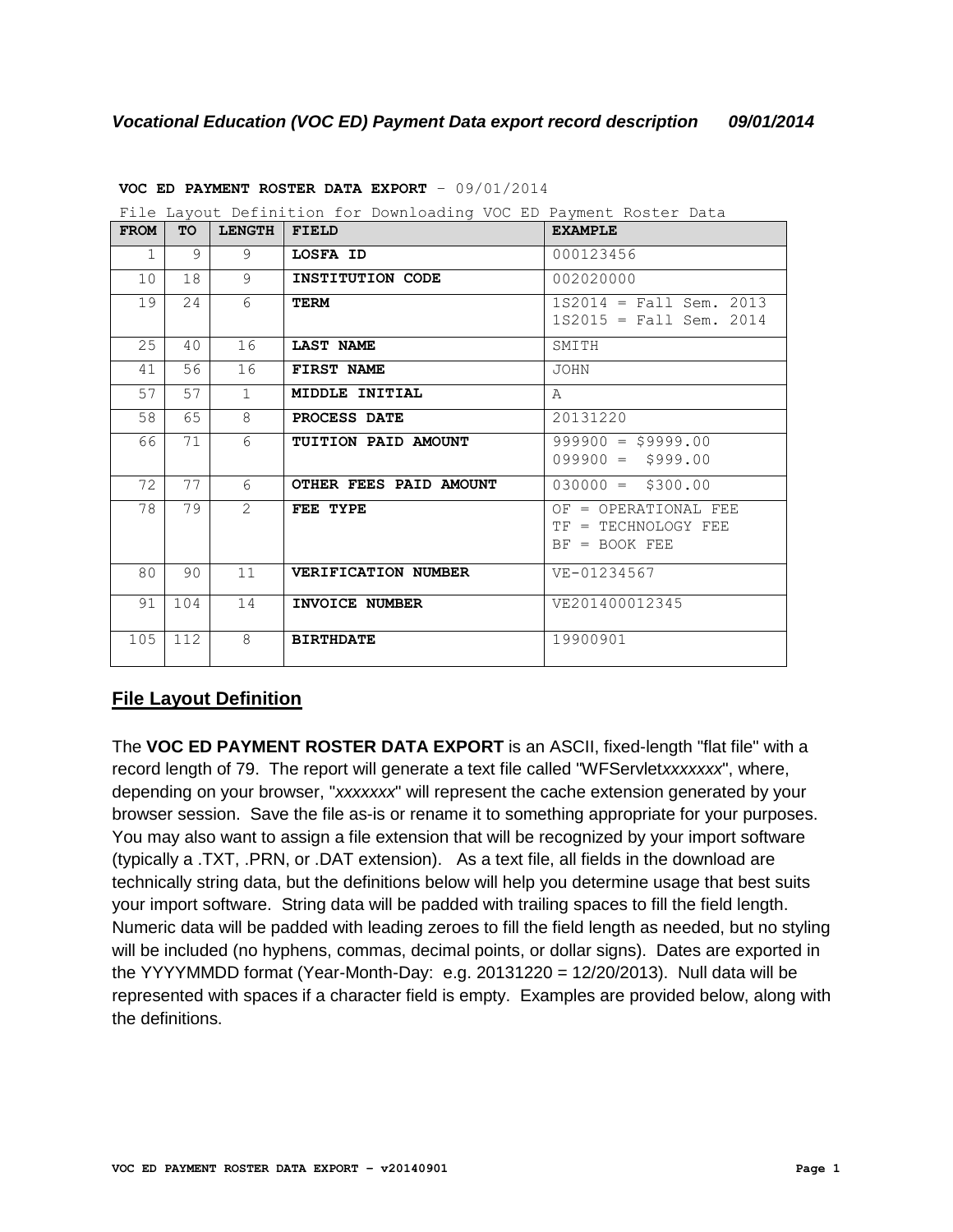# *Vocational Education (VOC ED) Payment Data export record description 09/01/2014*

**VOC ED PAYMENT ROSTER DATA EXPORT** – 09/01/2014

File Layout Definition for Downloading VOC ED Payment Roster Data

| FROM | TO | LENGTH | FIELD | EXAMPLE |
|---|---|---|---|---|
| 1 | 9 | 9 | **LOSFA ID** | 000123456 |
| 10 | 18 | 9 | **INSTITUTION CODE** | 002020000 |
| 19 | 24 | 6 | **TERM** | 1S2014 = Fall Sem. 2013<br>1S2015 = Fall Sem. 2014 |
| 25 | 40 | 16 | **LAST NAME** | SMITH |
| 41 | 56 | 16 | **FIRST NAME** | JOHN |
| 57 | 57 | 1 | **MIDDLE INITIAL** | A |
| 58 | 65 | 8 | **PROCESS DATE** | 20131220 |
| 66 | 71 | 6 | **TUITION PAID AMOUNT** | 999900 = $9999.00<br>099900 = $999.00 |
| 72 | 77 | 6 | **OTHER FEES PAID AMOUNT** | 030000 = $300.00 |
| 78 | 79 | 2 | **FEE TYPE** | OF = OPERATIONAL FEE<br>TF = TECHNOLOGY FEE<br>BF = BOOK FEE |
| 80 | 90 | 11 | **VERIFICATION NUMBER** | VE-01234567 |
| 91 | 104 | 14 | **INVOICE NUMBER** | VE201400012345 |
| 105 | 112 | 8 | **BIRTHDATE** | 19900901 |

## File Layout Definition

The **VOC ED PAYMENT ROSTER DATA EXPORT** is an ASCII, fixed-length "flat file" with a record length of 79. The report will generate a text file called "WFServlet*xxxxxxx*", where, depending on your browser, "*xxxxxxx*" will represent the cache extension generated by your browser session. Save the file as-is or rename it to something appropriate for your purposes. You may also want to assign a file extension that will be recognized by your import software (typically a .TXT, .PRN, or .DAT extension). As a text file, all fields in the download are technically string data, but the definitions below will help you determine usage that best suits your import software. String data will be padded with trailing spaces to fill the field length. Numeric data will be padded with leading zeroes to fill the field length as needed, but no styling will be included (no hyphens, commas, decimal points, or dollar signs). Dates are exported in the YYYYMMDD format (Year-Month-Day: e.g. 20131220 = 12/20/2013). Null data will be represented with spaces if a character field is empty. Examples are provided below, along with the definitions.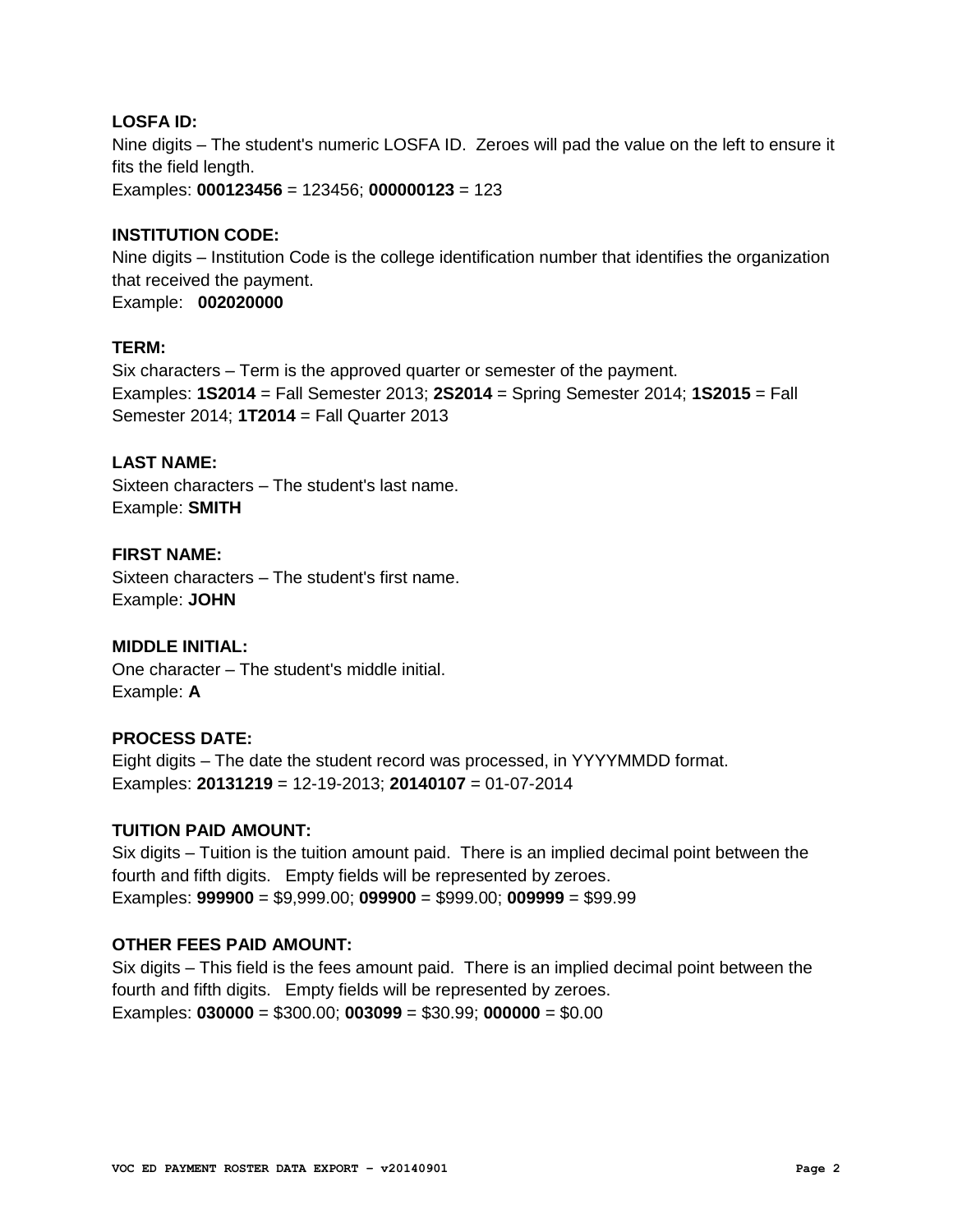**LOSFA ID:**
Nine digits – The student's numeric LOSFA ID.  Zeroes will pad the value on the left to ensure it fits the field length.
Examples: **000123456** = 123456; **000000123** = 123

**INSTITUTION CODE:**
Nine digits – Institution Code is the college identification number that identifies the organization that received the payment.
Example:   **002020000**

**TERM:**
Six characters – Term is the approved quarter or semester of the payment.
Examples: **1S2014** = Fall Semester 2013; **2S2014** = Spring Semester 2014; **1S2015** = Fall Semester 2014; **1T2014** = Fall Quarter 2013

**LAST NAME:**
Sixteen characters – The student's last name.
Example: **SMITH**

**FIRST NAME:**
Sixteen characters – The student's first name.
Example: **JOHN**

**MIDDLE INITIAL:**
One character – The student's middle initial.
Example: **A**

**PROCESS DATE:**
Eight digits – The date the student record was processed, in YYYYMMDD format.
Examples: **20131219** = 12-19-2013; **20140107** = 01-07-2014

**TUITION PAID AMOUNT:**
Six digits – Tuition is the tuition amount paid.  There is an implied decimal point between the fourth and fifth digits.   Empty fields will be represented by zeroes.
Examples: **999900** = $9,999.00; **099900** = $999.00; **009999** = $99.99

**OTHER FEES PAID AMOUNT:**
Six digits – This field is the fees amount paid.  There is an implied decimal point between the fourth and fifth digits.   Empty fields will be represented by zeroes.
Examples: **030000** = $300.00; **003099** = $30.99; **000000** = $0.00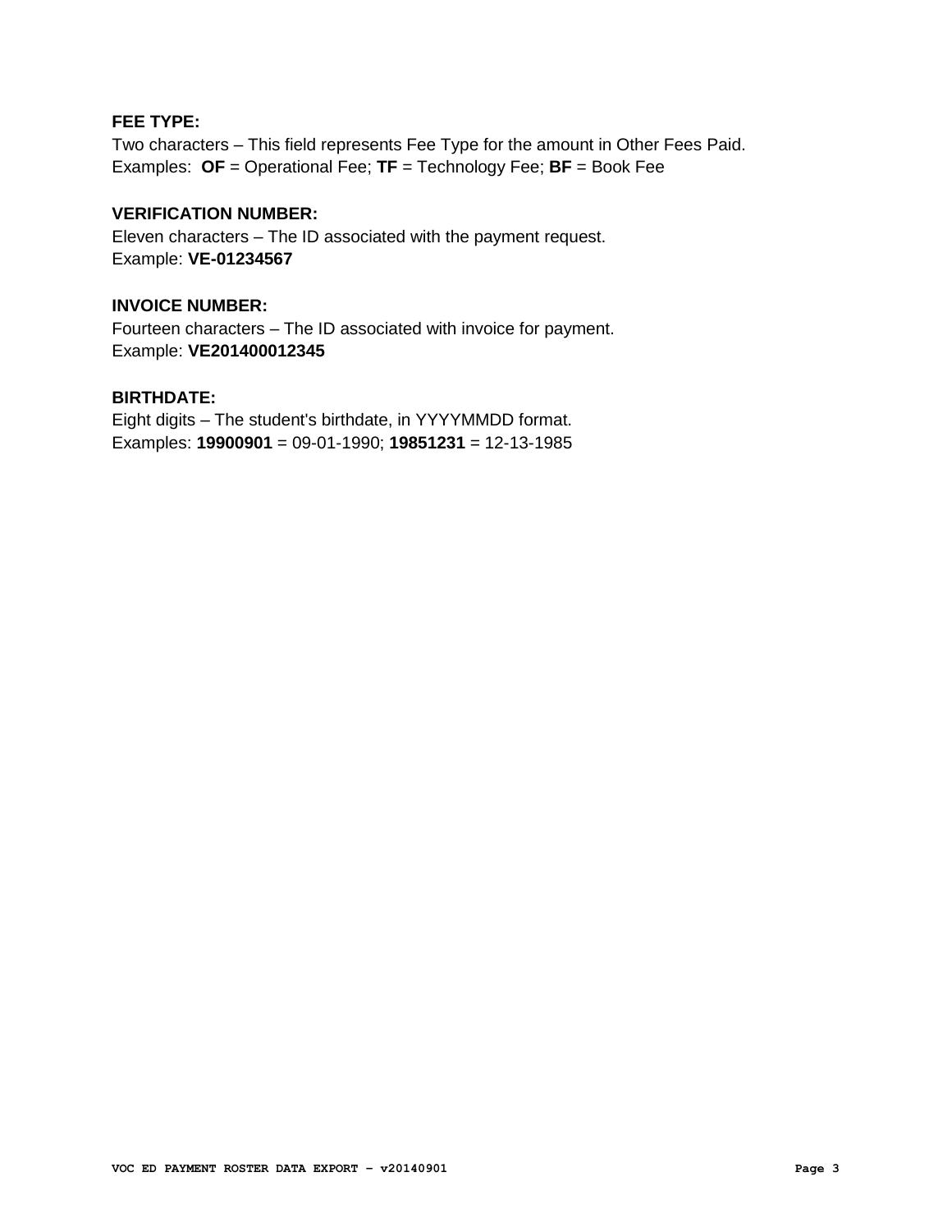**FEE TYPE:**
Two characters – This field represents Fee Type for the amount in Other Fees Paid.
Examples: **OF** = Operational Fee; **TF** = Technology Fee; **BF** = Book Fee

**VERIFICATION NUMBER:**
Eleven characters – The ID associated with the payment request.
Example: **VE-01234567**

**INVOICE NUMBER:**
Fourteen characters – The ID associated with invoice for payment.
Example: **VE201400012345**

**BIRTHDATE:**
Eight digits – The student's birthdate, in YYYYMMDD format.
Examples: **19900901** = 09-01-1990; **19851231** = 12-13-1985